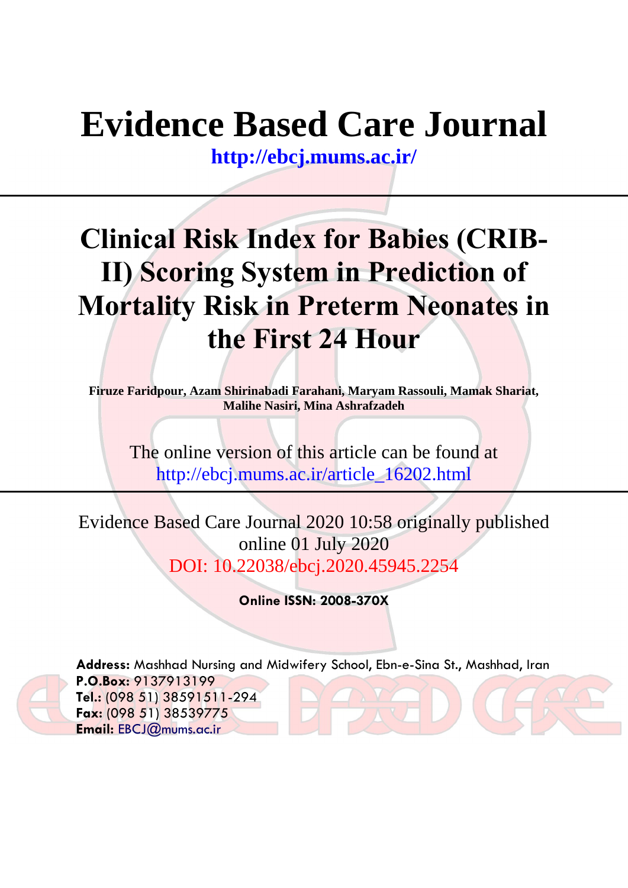# Evidence Based Care Journal

**http://ebcj.mums.ac.ir/**

# Clinical Risk Index for Babies (CRIB-II) Scoring System in Prediction of Mortality Risk in Preterm Neonates in the First 24 Hour

**Firuze Faridpour, Azam Shirinabadi Farahani, Maryam Rassouli, Mamak Shariat, Malihe Nasiri, Mina Ashrafzadeh**

The online version of this article can be found at http://ebcj.mums.ac.ir/article_16202.html

Evidence Based Care Journal 2020 10:58 originally published online 01 July 2020

DOI: 10.22038/ebcj.2020.45945.2254

**Online ISSN: 2008-370X**

**Address:** Mashhad Nursing and Midwifery School, Ebn-e-Sina St., Mashhad, Iran
**P.O.Box:** 9137913199
**Tel.:** (098 51) 38591511-294
**Fax:** (098 51) 38539775
**Email:** EBCJ@mums.ac.ir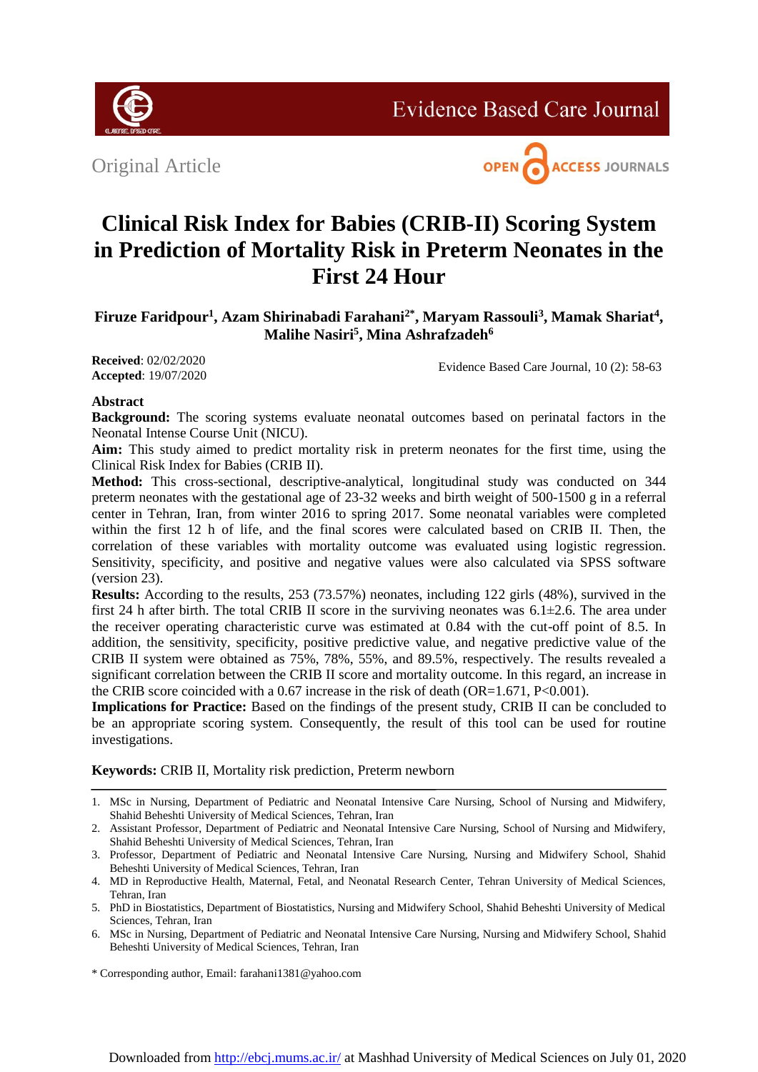Original Article

# Clinical Risk Index for Babies (CRIB-II) Scoring System in Prediction of Mortality Risk in Preterm Neonates in the First 24 Hour

**Firuze Faridpour[1], Azam Shirinabadi Farahani[2*], Maryam Rassouli[3], Mamak Shariat[4], Malihe Nasiri[5], Mina Ashrafzadeh[6]**

**Received**: 02/02/2020
**Accepted**: 19/07/2020

## Abstract

**Background:** The scoring systems evaluate neonatal outcomes based on perinatal factors in the Neonatal Intense Course Unit (NICU).

**Aim:** This study aimed to predict mortality risk in preterm neonates for the first time, using the Clinical Risk Index for Babies (CRIB II).

**Method:** This cross-sectional, descriptive-analytical, longitudinal study was conducted on 344 preterm neonates with the gestational age of 23-32 weeks and birth weight of 500-1500 g in a referral center in Tehran, Iran, from winter 2016 to spring 2017. Some neonatal variables were completed within the first 12 h of life, and the final scores were calculated based on CRIB II. Then, the correlation of these variables with mortality outcome was evaluated using logistic regression. Sensitivity, specificity, and positive and negative values were also calculated via SPSS software (version 23).

**Results:** According to the results, 253 (73.57%) neonates, including 122 girls (48%), survived in the first 24 h after birth. The total CRIB II score in the surviving neonates was 6.1±2.6. The area under the receiver operating characteristic curve was estimated at 0.84 with the cut-off point of 8.5. In addition, the sensitivity, specificity, positive predictive value, and negative predictive value of the CRIB II system were obtained as 75%, 78%, 55%, and 89.5%, respectively. The results revealed a significant correlation between the CRIB II score and mortality outcome. In this regard, an increase in the CRIB score coincided with a 0.67 increase in the risk of death (OR=1.671, P<0.001).

**Implications for Practice:** Based on the findings of the present study, CRIB II can be concluded to be an appropriate scoring system. Consequently, the result of this tool can be used for routine investigations.

**Keywords:** CRIB II, Mortality risk prediction, Preterm newborn

---

1. MSc in Nursing, Department of Pediatric and Neonatal Intensive Care Nursing, School of Nursing and Midwifery, Shahid Beheshti University of Medical Sciences, Tehran, Iran
2. Assistant Professor, Department of Pediatric and Neonatal Intensive Care Nursing, School of Nursing and Midwifery, Shahid Beheshti University of Medical Sciences, Tehran, Iran
3. Professor, Department of Pediatric and Neonatal Intensive Care Nursing, Nursing and Midwifery School, Shahid Beheshti University of Medical Sciences, Tehran, Iran
4. MD in Reproductive Health, Maternal, Fetal, and Neonatal Research Center, Tehran University of Medical Sciences, Tehran, Iran
5. PhD in Biostatistics, Department of Biostatistics, Nursing and Midwifery School, Shahid Beheshti University of Medical Sciences, Tehran, Iran
6. MSc in Nursing, Department of Pediatric and Neonatal Intensive Care Nursing, Nursing and Midwifery School, Shahid Beheshti University of Medical Sciences, Tehran, Iran

\* Corresponding author, Email: farahani1381@yahoo.com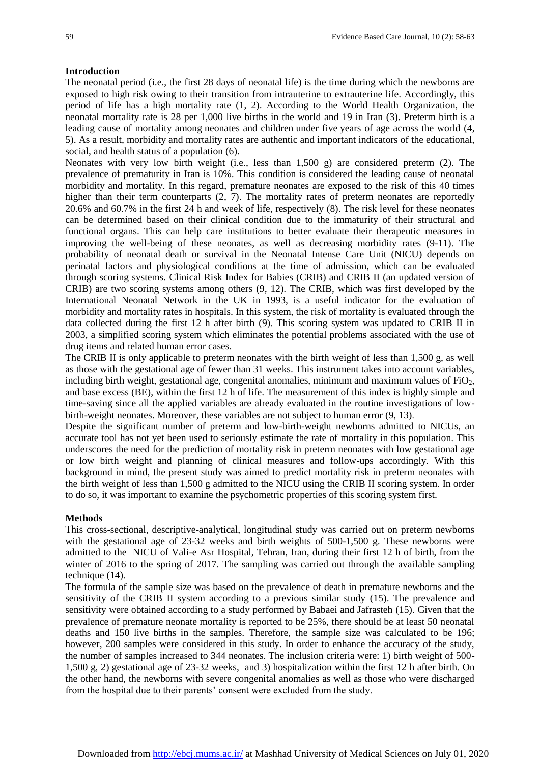## Introduction

The neonatal period (i.e., the first 28 days of neonatal life) is the time during which the newborns are exposed to high risk owing to their transition from intrauterine to extrauterine life. Accordingly, this period of life has a high mortality rate (1, 2). According to the World Health Organization, the neonatal mortality rate is 28 per 1,000 live births in the world and 19 in Iran (3). Preterm birth is a leading cause of mortality among neonates and children under five years of age across the world (4, 5). As a result, morbidity and mortality rates are authentic and important indicators of the educational, social, and health status of a population (6).

Neonates with very low birth weight (i.e., less than 1,500 g) are considered preterm (2). The prevalence of prematurity in Iran is 10%. This condition is considered the leading cause of neonatal morbidity and mortality. In this regard, premature neonates are exposed to the risk of this 40 times higher than their term counterparts (2, 7). The mortality rates of preterm neonates are reportedly 20.6% and 60.7% in the first 24 h and week of life, respectively (8). The risk level for these neonates can be determined based on their clinical condition due to the immaturity of their structural and functional organs. This can help care institutions to better evaluate their therapeutic measures in improving the well-being of these neonates, as well as decreasing morbidity rates (9-11). The probability of neonatal death or survival in the Neonatal Intense Care Unit (NICU) depends on perinatal factors and physiological conditions at the time of admission, which can be evaluated through scoring systems. Clinical Risk Index for Babies (CRIB) and CRIB II (an updated version of CRIB) are two scoring systems among others (9, 12). The CRIB, which was first developed by the International Neonatal Network in the UK in 1993, is a useful indicator for the evaluation of morbidity and mortality rates in hospitals. In this system, the risk of mortality is evaluated through the data collected during the first 12 h after birth (9). This scoring system was updated to CRIB II in 2003, a simplified scoring system which eliminates the potential problems associated with the use of drug items and related human error cases.

The CRIB II is only applicable to preterm neonates with the birth weight of less than 1,500 g, as well as those with the gestational age of fewer than 31 weeks. This instrument takes into account variables, including birth weight, gestational age, congenital anomalies, minimum and maximum values of $FiO_2$, and base excess (BE), within the first 12 h of life. The measurement of this index is highly simple and time-saving since all the applied variables are already evaluated in the routine investigations of low-birth-weight neonates. Moreover, these variables are not subject to human error (9, 13).

Despite the significant number of preterm and low-birth-weight newborns admitted to NICUs, an accurate tool has not yet been used to seriously estimate the rate of mortality in this population. This underscores the need for the prediction of mortality risk in preterm neonates with low gestational age or low birth weight and planning of clinical measures and follow-ups accordingly. With this background in mind, the present study was aimed to predict mortality risk in preterm neonates with the birth weight of less than 1,500 g admitted to the NICU using the CRIB II scoring system. In order to do so, it was important to examine the psychometric properties of this scoring system first.

## Methods

This cross-sectional, descriptive-analytical, longitudinal study was carried out on preterm newborns with the gestational age of 23-32 weeks and birth weights of 500-1,500 g. These newborns were admitted to the NICU of Vali-e Asr Hospital, Tehran, Iran, during their first 12 h of birth, from the winter of 2016 to the spring of 2017. The sampling was carried out through the available sampling technique (14).

The formula of the sample size was based on the prevalence of death in premature newborns and the sensitivity of the CRIB II system according to a previous similar study (15). The prevalence and sensitivity were obtained according to a study performed by Babaei and Jafrasteh (15). Given that the prevalence of premature neonate mortality is reported to be 25%, there should be at least 50 neonatal deaths and 150 live births in the samples. Therefore, the sample size was calculated to be 196; however, 200 samples were considered in this study. In order to enhance the accuracy of the study, the number of samples increased to 344 neonates. The inclusion criteria were: 1) birth weight of 500-1,500 g, 2) gestational age of 23-32 weeks, and 3) hospitalization within the first 12 h after birth. On the other hand, the newborns with severe congenital anomalies as well as those who were discharged from the hospital due to their parents' consent were excluded from the study.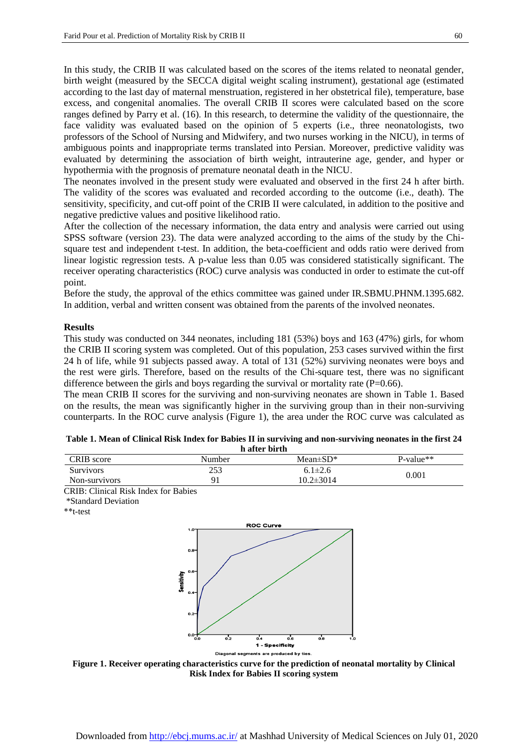In this study, the CRIB II was calculated based on the scores of the items related to neonatal gender, birth weight (measured by the SECCA digital weight scaling instrument), gestational age (estimated according to the last day of maternal menstruation, registered in her obstetrical file), temperature, base excess, and congenital anomalies. The overall CRIB II scores were calculated based on the score ranges defined by Parry et al. (16). In this research, to determine the validity of the questionnaire, the face validity was evaluated based on the opinion of 5 experts (i.e., three neonatologists, two professors of the School of Nursing and Midwifery, and two nurses working in the NICU), in terms of ambiguous points and inappropriate terms translated into Persian. Moreover, predictive validity was evaluated by determining the association of birth weight, intrauterine age, gender, and hyper or hypothermia with the prognosis of premature neonatal death in the NICU.

The neonates involved in the present study were evaluated and observed in the first 24 h after birth. The validity of the scores was evaluated and recorded according to the outcome (i.e., death). The sensitivity, specificity, and cut-off point of the CRIB II were calculated, in addition to the positive and negative predictive values and positive likelihood ratio.

After the collection of the necessary information, the data entry and analysis were carried out using SPSS software (version 23). The data were analyzed according to the aims of the study by the Chi-square test and independent t-test. In addition, the beta-coefficient and odds ratio were derived from linear logistic regression tests. A p-value less than 0.05 was considered statistically significant. The receiver operating characteristics (ROC) curve analysis was conducted in order to estimate the cut-off point.

Before the study, the approval of the ethics committee was gained under IR.SBMU.PHNM.1395.682. In addition, verbal and written consent was obtained from the parents of the involved neonates.

## Results

This study was conducted on 344 neonates, including 181 (53%) boys and 163 (47%) girls, for whom the CRIB II scoring system was completed. Out of this population, 253 cases survived within the first 24 h of life, while 91 subjects passed away. A total of 131 (52%) surviving neonates were boys and the rest were girls. Therefore, based on the results of the Chi-square test, there was no significant difference between the girls and boys regarding the survival or mortality rate (P=0.66).

The mean CRIB II scores for the surviving and non-surviving neonates are shown in Table 1. Based on the results, the mean was significantly higher in the surviving group than in their non-surviving counterparts. In the ROC curve analysis (Figure 1), the area under the ROC curve was calculated as

**Table 1. Mean of Clinical Risk Index for Babies II in surviving and non-surviving neonates in the first 24 h after birth**

| CRIB score | Number | Mean±SD* | P-value** |
|---|---|---|---|
| Survivors | 253 | 6.1±2.6 | 0.001 |
| Non-survivors | 91 | 10.2±3014 | |

CRIB: Clinical Risk Index for Babies
*Standard Deviation
**t-test

**Figure 1. Receiver operating characteristics curve for the prediction of neonatal mortality by Clinical Risk Index for Babies II scoring system**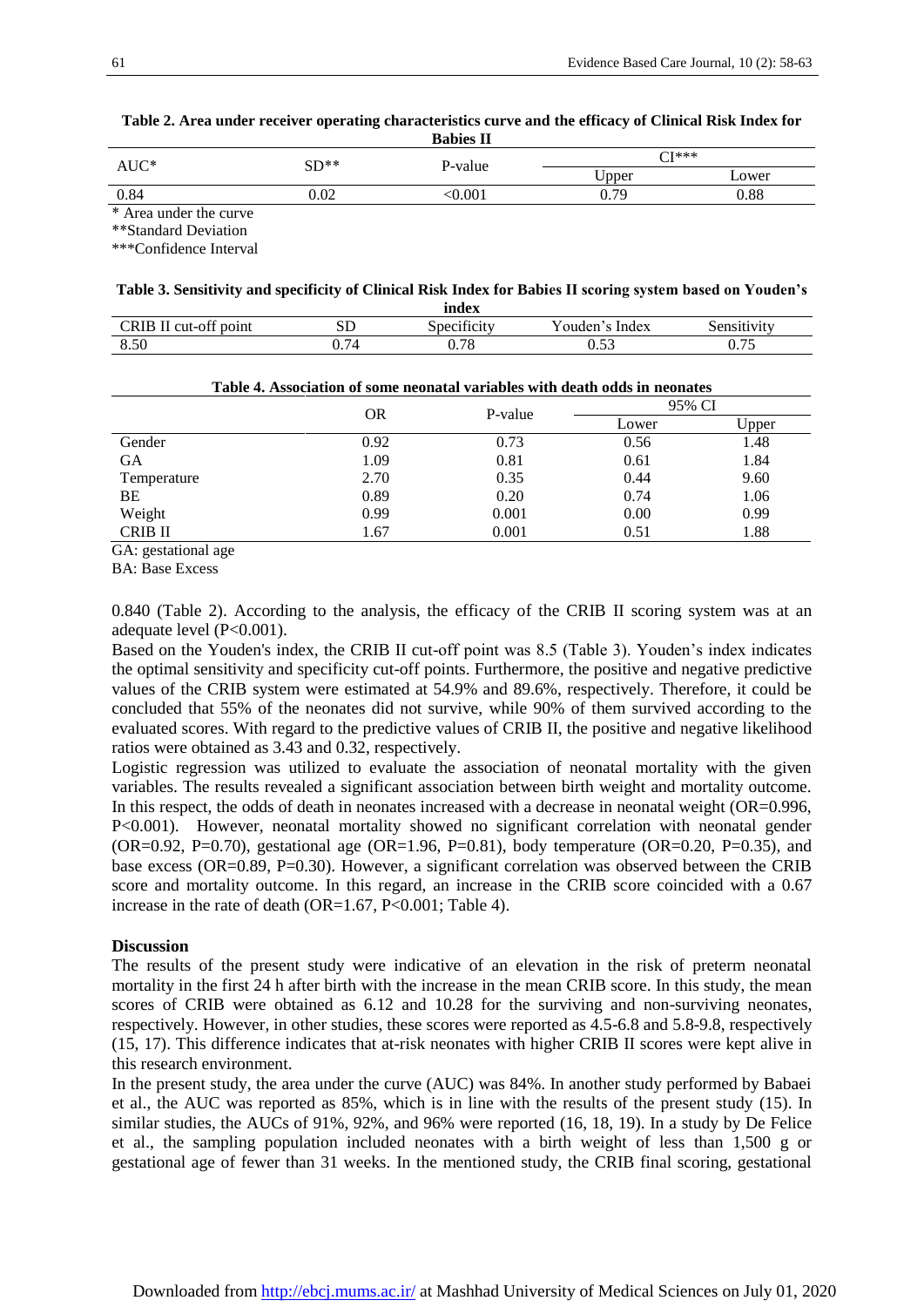**Table 2. Area under receiver operating characteristics curve and the efficacy of Clinical Risk Index for Babies II**

| AUC* | SD** | P-value | CI*** | |
|---|---|---|---|---|
| | | | Upper | Lower |
| 0.84 | 0.02 | <0.001 | 0.79 | 0.88 |

\* Area under the curve

**Standard Deviation

***Confidence Interval

**Table 3. Sensitivity and specificity of Clinical Risk Index for Babies II scoring system based on Youden's index**

| CRIB II cut-off point | SD | Specificity | Youden's Index | Sensitivity |
|---|---|---|---|---|
| 8.50 | 0.74 | 0.78 | 0.53 | 0.75 |

**Table 4. Association of some neonatal variables with death odds in neonates**

| | OR | P-value | 95% CI | |
|---|---|---|---|---|
| | | | Lower | Upper |
| Gender | 0.92 | 0.73 | 0.56 | 1.48 |
| GA | 1.09 | 0.81 | 0.61 | 1.84 |
| Temperature | 2.70 | 0.35 | 0.44 | 9.60 |
| BE | 0.89 | 0.20 | 0.74 | 1.06 |
| Weight | 0.99 | 0.001 | 0.00 | 0.99 |
| CRIB II | 1.67 | 0.001 | 0.51 | 1.88 |

GA: gestational age

BA: Base Excess

0.840 (Table 2). According to the analysis, the efficacy of the CRIB II scoring system was at an adequate level (P<0.001).

Based on the Youden's index, the CRIB II cut-off point was 8.5 (Table 3). Youden's index indicates the optimal sensitivity and specificity cut-off points. Furthermore, the positive and negative predictive values of the CRIB system were estimated at 54.9% and 89.6%, respectively. Therefore, it could be concluded that 55% of the neonates did not survive, while 90% of them survived according to the evaluated scores. With regard to the predictive values of CRIB II, the positive and negative likelihood ratios were obtained as 3.43 and 0.32, respectively.

Logistic regression was utilized to evaluate the association of neonatal mortality with the given variables. The results revealed a significant association between birth weight and mortality outcome. In this respect, the odds of death in neonates increased with a decrease in neonatal weight (OR=0.996, P<0.001). However, neonatal mortality showed no significant correlation with neonatal gender (OR=0.92, P=0.70), gestational age (OR=1.96, P=0.81), body temperature (OR=0.20, P=0.35), and base excess (OR=0.89, P=0.30). However, a significant correlation was observed between the CRIB score and mortality outcome. In this regard, an increase in the CRIB score coincided with a 0.67 increase in the rate of death (OR=1.67, P<0.001; Table 4).

## Discussion

The results of the present study were indicative of an elevation in the risk of preterm neonatal mortality in the first 24 h after birth with the increase in the mean CRIB score. In this study, the mean scores of CRIB were obtained as 6.12 and 10.28 for the surviving and non-surviving neonates, respectively. However, in other studies, these scores were reported as 4.5-6.8 and 5.8-9.8, respectively (15, 17). This difference indicates that at-risk neonates with higher CRIB II scores were kept alive in this research environment.

In the present study, the area under the curve (AUC) was 84%. In another study performed by Babaei et al., the AUC was reported as 85%, which is in line with the results of the present study (15). In similar studies, the AUCs of 91%, 92%, and 96% were reported (16, 18, 19). In a study by De Felice et al., the sampling population included neonates with a birth weight of less than 1,500 g or gestational age of fewer than 31 weeks. In the mentioned study, the CRIB final scoring, gestational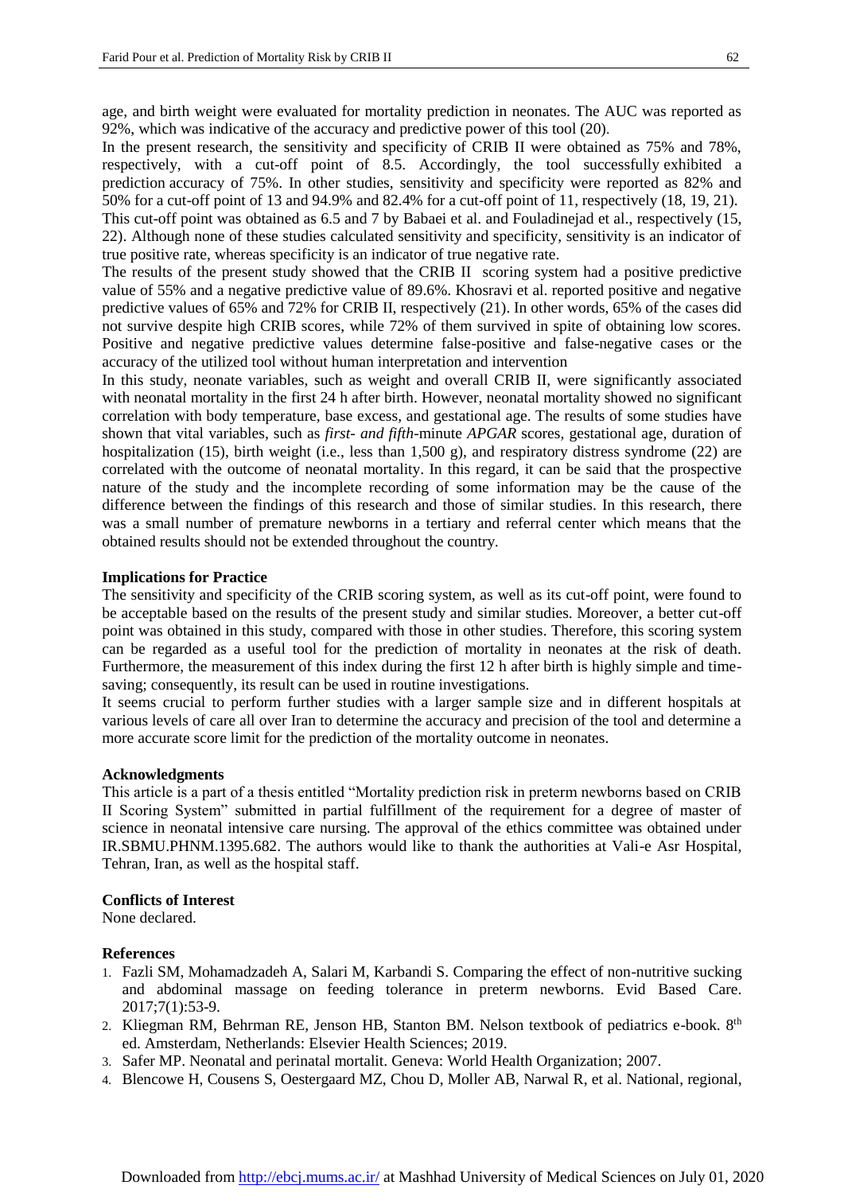age, and birth weight were evaluated for mortality prediction in neonates. The AUC was reported as 92%, which was indicative of the accuracy and predictive power of this tool (20).

In the present research, the sensitivity and specificity of CRIB II were obtained as 75% and 78%, respectively, with a cut-off point of 8.5. Accordingly, the tool successfully exhibited a prediction accuracy of 75%. In other studies, sensitivity and specificity were reported as 82% and 50% for a cut-off point of 13 and 94.9% and 82.4% for a cut-off point of 11, respectively (18, 19, 21). This cut-off point was obtained as 6.5 and 7 by Babaei et al. and Fouladinejad et al., respectively (15, 22). Although none of these studies calculated sensitivity and specificity, sensitivity is an indicator of true positive rate, whereas specificity is an indicator of true negative rate.

The results of the present study showed that the CRIB II scoring system had a positive predictive value of 55% and a negative predictive value of 89.6%. Khosravi et al. reported positive and negative predictive values of 65% and 72% for CRIB II, respectively (21). In other words, 65% of the cases did not survive despite high CRIB scores, while 72% of them survived in spite of obtaining low scores. Positive and negative predictive values determine false-positive and false-negative cases or the accuracy of the utilized tool without human interpretation and intervention

In this study, neonate variables, such as weight and overall CRIB II, were significantly associated with neonatal mortality in the first 24 h after birth. However, neonatal mortality showed no significant correlation with body temperature, base excess, and gestational age. The results of some studies have shown that vital variables, such as *first- and fifth*-minute *APGAR* scores, gestational age, duration of hospitalization (15), birth weight (i.e., less than 1,500 g), and respiratory distress syndrome (22) are correlated with the outcome of neonatal mortality. In this regard, it can be said that the prospective nature of the study and the incomplete recording of some information may be the cause of the difference between the findings of this research and those of similar studies. In this research, there was a small number of premature newborns in a tertiary and referral center which means that the obtained results should not be extended throughout the country.

**Implications for Practice**

The sensitivity and specificity of the CRIB scoring system, as well as its cut-off point, were found to be acceptable based on the results of the present study and similar studies. Moreover, a better cut-off point was obtained in this study, compared with those in other studies. Therefore, this scoring system can be regarded as a useful tool for the prediction of mortality in neonates at the risk of death. Furthermore, the measurement of this index during the first 12 h after birth is highly simple and time-saving; consequently, its result can be used in routine investigations.

It seems crucial to perform further studies with a larger sample size and in different hospitals at various levels of care all over Iran to determine the accuracy and precision of the tool and determine a more accurate score limit for the prediction of the mortality outcome in neonates.

**Acknowledgments**

This article is a part of a thesis entitled "Mortality prediction risk in preterm newborns based on CRIB II Scoring System" submitted in partial fulfillment of the requirement for a degree of master of science in neonatal intensive care nursing. The approval of the ethics committee was obtained under IR.SBMU.PHNM.1395.682. The authors would like to thank the authorities at Vali-e Asr Hospital, Tehran, Iran, as well as the hospital staff.

**Conflicts of Interest**

None declared.

**References**

1. Fazli SM, Mohamadzadeh A, Salari M, Karbandi S. Comparing the effect of non-nutritive sucking and abdominal massage on feeding tolerance in preterm newborns. Evid Based Care. 2017;7(1):53-9.
2. Kliegman RM, Behrman RE, Jenson HB, Stanton BM. Nelson textbook of pediatrics e-book. 8th ed. Amsterdam, Netherlands: Elsevier Health Sciences; 2019.
3. Safer MP. Neonatal and perinatal mortalit. Geneva: World Health Organization; 2007.
4. Blencowe H, Cousens S, Oestergaard MZ, Chou D, Moller AB, Narwal R, et al. National, regional,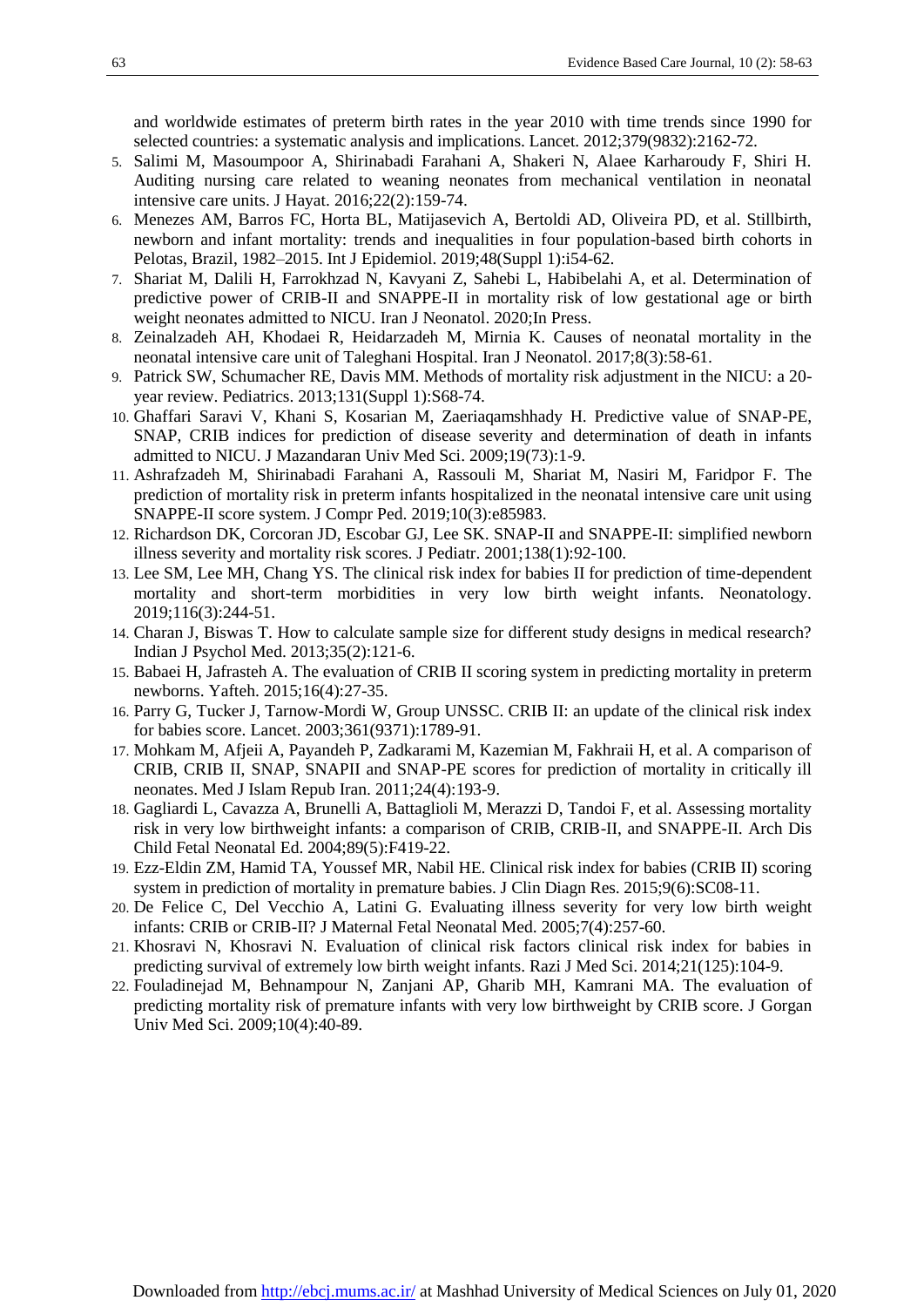and worldwide estimates of preterm birth rates in the year 2010 with time trends since 1990 for selected countries: a systematic analysis and implications. Lancet. 2012;379(9832):2162-72.

5. Salimi M, Masoumpoor A, Shirinabadi Farahani A, Shakeri N, Alaee Karharoudy F, Shiri H. Auditing nursing care related to weaning neonates from mechanical ventilation in neonatal intensive care units. J Hayat. 2016;22(2):159-74.
6. Menezes AM, Barros FC, Horta BL, Matijasevich A, Bertoldi AD, Oliveira PD, et al. Stillbirth, newborn and infant mortality: trends and inequalities in four population-based birth cohorts in Pelotas, Brazil, 1982–2015. Int J Epidemiol. 2019;48(Suppl 1):i54-62.
7. Shariat M, Dalili H, Farrokhzad N, Kavyani Z, Sahebi L, Habibelahi A, et al. Determination of predictive power of CRIB-II and SNAPPE-II in mortality risk of low gestational age or birth weight neonates admitted to NICU. Iran J Neonatol. 2020;In Press.
8. Zeinalzadeh AH, Khodaei R, Heidarzadeh M, Mirnia K. Causes of neonatal mortality in the neonatal intensive care unit of Taleghani Hospital. Iran J Neonatol. 2017;8(3):58-61.
9. Patrick SW, Schumacher RE, Davis MM. Methods of mortality risk adjustment in the NICU: a 20-year review. Pediatrics. 2013;131(Suppl 1):S68-74.
10. Ghaffari Saravi V, Khani S, Kosarian M, Zaeriaqamshhady H. Predictive value of SNAP-PE, SNAP, CRIB indices for prediction of disease severity and determination of death in infants admitted to NICU. J Mazandaran Univ Med Sci. 2009;19(73):1-9.
11. Ashrafzadeh M, Shirinabadi Farahani A, Rassouli M, Shariat M, Nasiri M, Faridpor F. The prediction of mortality risk in preterm infants hospitalized in the neonatal intensive care unit using SNAPPE-II score system. J Compr Ped. 2019;10(3):e85983.
12. Richardson DK, Corcoran JD, Escobar GJ, Lee SK. SNAP-II and SNAPPE-II: simplified newborn illness severity and mortality risk scores. J Pediatr. 2001;138(1):92-100.
13. Lee SM, Lee MH, Chang YS. The clinical risk index for babies II for prediction of time-dependent mortality and short-term morbidities in very low birth weight infants. Neonatology. 2019;116(3):244-51.
14. Charan J, Biswas T. How to calculate sample size for different study designs in medical research? Indian J Psychol Med. 2013;35(2):121-6.
15. Babaei H, Jafrasteh A. The evaluation of CRIB II scoring system in predicting mortality in preterm newborns. Yafteh. 2015;16(4):27-35.
16. Parry G, Tucker J, Tarnow-Mordi W, Group UNSSC. CRIB II: an update of the clinical risk index for babies score. Lancet. 2003;361(9371):1789-91.
17. Mohkam M, Afjeii A, Payandeh P, Zadkarami M, Kazemian M, Fakhraii H, et al. A comparison of CRIB, CRIB II, SNAP, SNAPII and SNAP-PE scores for prediction of mortality in critically ill neonates. Med J Islam Repub Iran. 2011;24(4):193-9.
18. Gagliardi L, Cavazza A, Brunelli A, Battaglioli M, Merazzi D, Tandoi F, et al. Assessing mortality risk in very low birthweight infants: a comparison of CRIB, CRIB-II, and SNAPPE-II. Arch Dis Child Fetal Neonatal Ed. 2004;89(5):F419-22.
19. Ezz-Eldin ZM, Hamid TA, Youssef MR, Nabil HE. Clinical risk index for babies (CRIB II) scoring system in prediction of mortality in premature babies. J Clin Diagn Res. 2015;9(6):SC08-11.
20. De Felice C, Del Vecchio A, Latini G. Evaluating illness severity for very low birth weight infants: CRIB or CRIB-II? J Maternal Fetal Neonatal Med. 2005;7(4):257-60.
21. Khosravi N, Khosravi N. Evaluation of clinical risk factors clinical risk index for babies in predicting survival of extremely low birth weight infants. Razi J Med Sci. 2014;21(125):104-9.
22. Fouladinejad M, Behnampour N, Zanjani AP, Gharib MH, Kamrani MA. The evaluation of predicting mortality risk of premature infants with very low birthweight by CRIB score. J Gorgan Univ Med Sci. 2009;10(4):40-89.

Downloaded from http://ebcj.mums.ac.ir/ at Mashhad University of Medical Sciences on July 01, 2020